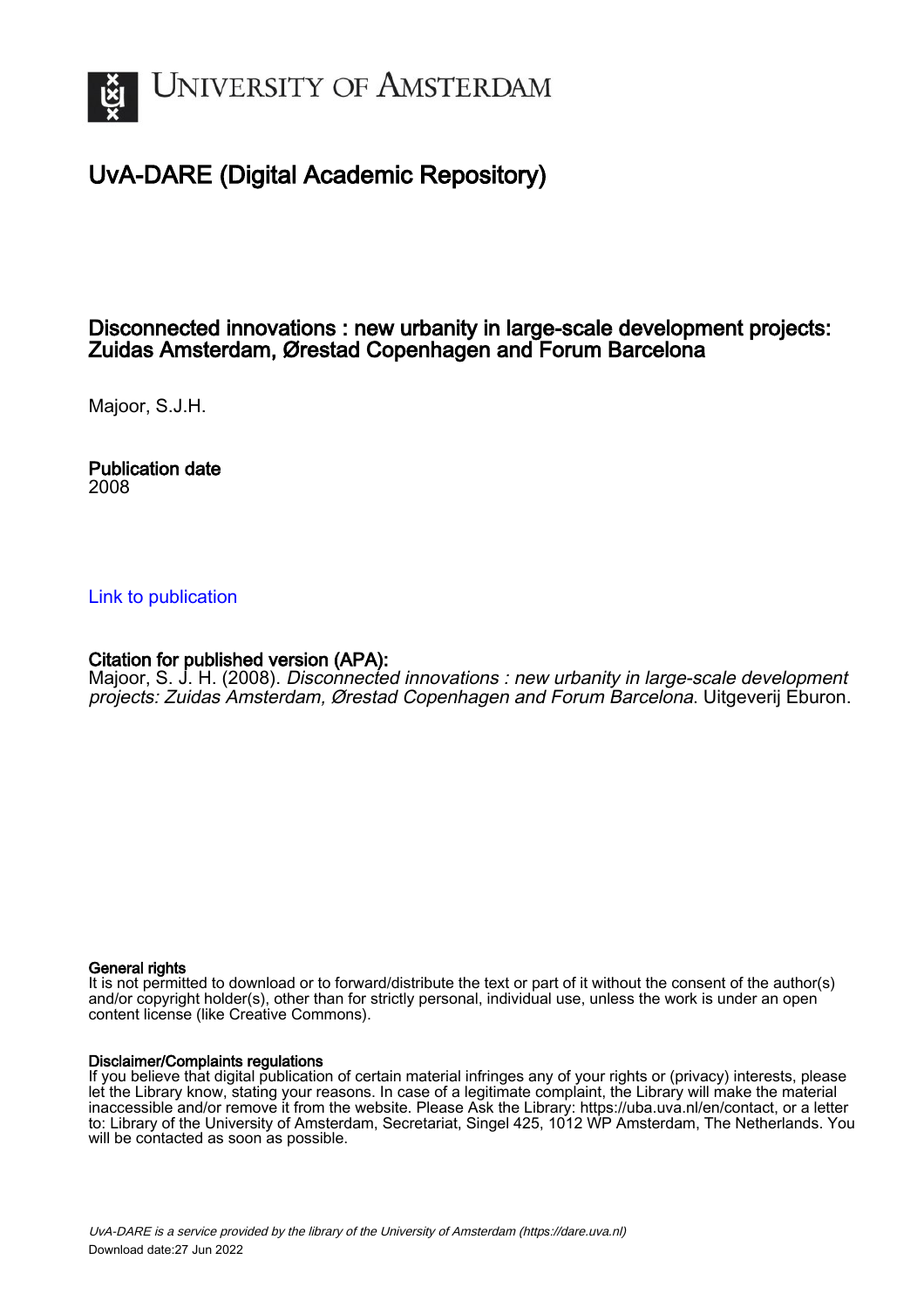# University of Amsterdam

## UvA-DARE (Digital Academic Repository)

### Disconnected innovations : new urbanity in large-scale development projects: Zuidas Amsterdam, Ørestad Copenhagen and Forum Barcelona

Majoor, S.J.H.

**Publication date**
2008

Link to publication

**Citation for published version (APA):**
Majoor, S. J. H. (2008). *Disconnected innovations : new urbanity in large-scale development projects: Zuidas Amsterdam, Ørestad Copenhagen and Forum Barcelona*. Uitgeverij Eburon.

**General rights**
It is not permitted to download or to forward/distribute the text or part of it without the consent of the author(s) and/or copyright holder(s), other than for strictly personal, individual use, unless the work is under an open content license (like Creative Commons).

**Disclaimer/Complaints regulations**
If you believe that digital publication of certain material infringes any of your rights or (privacy) interests, please let the Library know, stating your reasons. In case of a legitimate complaint, the Library will make the material inaccessible and/or remove it from the website. Please Ask the Library: https://uba.uva.nl/en/contact, or a letter to: Library of the University of Amsterdam, Secretariat, Singel 425, 1012 WP Amsterdam, The Netherlands. You will be contacted as soon as possible.

*UvA-DARE is a service provided by the library of the University of Amsterdam (https://dare.uva.nl)*
Download date:27 Jun 2022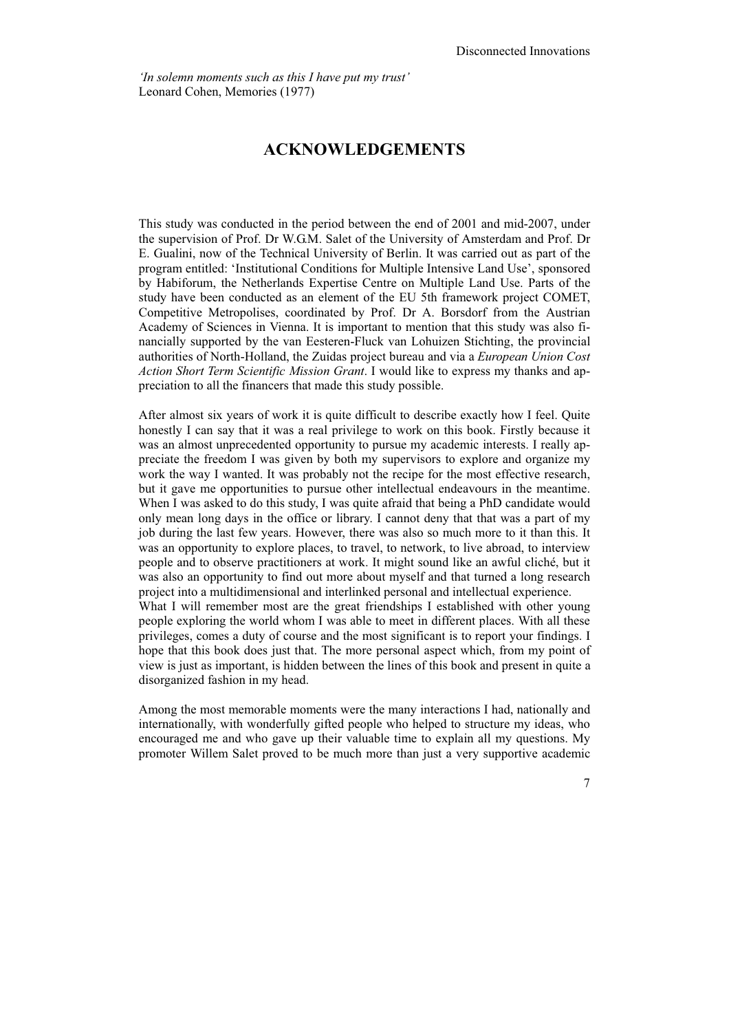*'In solemn moments such as this I have put my trust'*
Leonard Cohen, Memories (1977)

# ACKNOWLEDGEMENTS

This study was conducted in the period between the end of 2001 and mid-2007, under the supervision of Prof. Dr W.G.M. Salet of the University of Amsterdam and Prof. Dr E. Gualini, now of the Technical University of Berlin. It was carried out as part of the program entitled: 'Institutional Conditions for Multiple Intensive Land Use', sponsored by Habiforum, the Netherlands Expertise Centre on Multiple Land Use. Parts of the study have been conducted as an element of the EU 5th framework project COMET, Competitive Metropolises, coordinated by Prof. Dr A. Borsdorf from the Austrian Academy of Sciences in Vienna. It is important to mention that this study was also financially supported by the van Eesteren-Fluck van Lohuizen Stichting, the provincial authorities of North-Holland, the Zuidas project bureau and via a *European Union Cost Action Short Term Scientific Mission Grant*. I would like to express my thanks and appreciation to all the financers that made this study possible.

After almost six years of work it is quite difficult to describe exactly how I feel. Quite honestly I can say that it was a real privilege to work on this book. Firstly because it was an almost unprecedented opportunity to pursue my academic interests. I really appreciate the freedom I was given by both my supervisors to explore and organize my work the way I wanted. It was probably not the recipe for the most effective research, but it gave me opportunities to pursue other intellectual endeavours in the meantime. When I was asked to do this study, I was quite afraid that being a PhD candidate would only mean long days in the office or library. I cannot deny that that was a part of my job during the last few years. However, there was also so much more to it than this. It was an opportunity to explore places, to travel, to network, to live abroad, to interview people and to observe practitioners at work. It might sound like an awful cliché, but it was also an opportunity to find out more about myself and that turned a long research project into a multidimensional and interlinked personal and intellectual experience.
What I will remember most are the great friendships I established with other young people exploring the world whom I was able to meet in different places. With all these privileges, comes a duty of course and the most significant is to report your findings. I hope that this book does just that. The more personal aspect which, from my point of view is just as important, is hidden between the lines of this book and present in quite a disorganized fashion in my head.

Among the most memorable moments were the many interactions I had, nationally and internationally, with wonderfully gifted people who helped to structure my ideas, who encouraged me and who gave up their valuable time to explain all my questions. My promoter Willem Salet proved to be much more than just a very supportive academic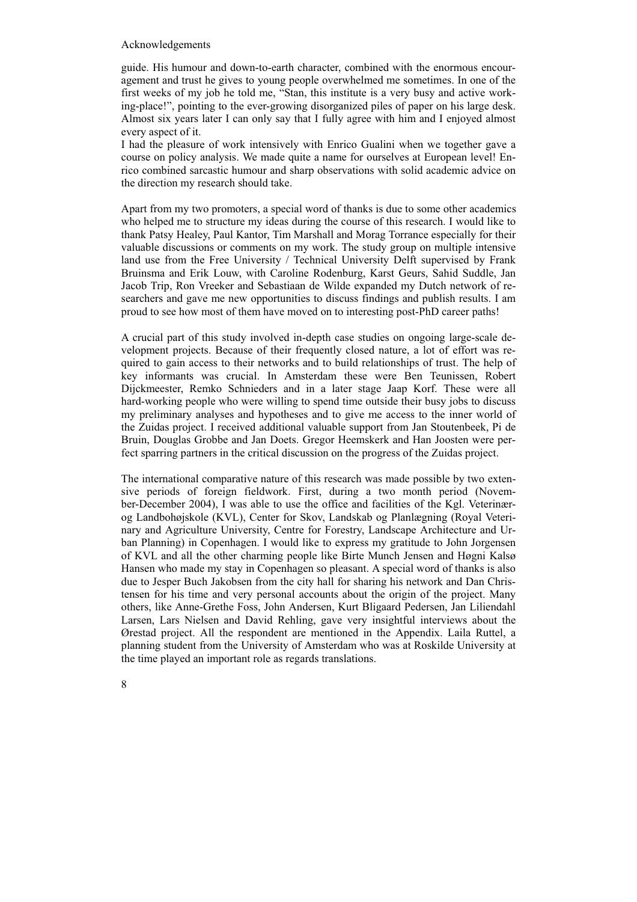guide. His humour and down-to-earth character, combined with the enormous encouragement and trust he gives to young people overwhelmed me sometimes. In one of the first weeks of my job he told me, "Stan, this institute is a very busy and active working-place!", pointing to the ever-growing disorganized piles of paper on his large desk. Almost six years later I can only say that I fully agree with him and I enjoyed almost every aspect of it.
I had the pleasure of work intensively with Enrico Gualini when we together gave a course on policy analysis. We made quite a name for ourselves at European level! Enrico combined sarcastic humour and sharp observations with solid academic advice on the direction my research should take.

Apart from my two promoters, a special word of thanks is due to some other academics who helped me to structure my ideas during the course of this research. I would like to thank Patsy Healey, Paul Kantor, Tim Marshall and Morag Torrance especially for their valuable discussions or comments on my work. The study group on multiple intensive land use from the Free University / Technical University Delft supervised by Frank Bruinsma and Erik Louw, with Caroline Rodenburg, Karst Geurs, Sahid Suddle, Jan Jacob Trip, Ron Vreeker and Sebastiaan de Wilde expanded my Dutch network of researchers and gave me new opportunities to discuss findings and publish results. I am proud to see how most of them have moved on to interesting post-PhD career paths!

A crucial part of this study involved in-depth case studies on ongoing large-scale development projects. Because of their frequently closed nature, a lot of effort was required to gain access to their networks and to build relationships of trust. The help of key informants was crucial. In Amsterdam these were Ben Teunissen, Robert Dijckmeester, Remko Schnieders and in a later stage Jaap Korf. These were all hard-working people who were willing to spend time outside their busy jobs to discuss my preliminary analyses and hypotheses and to give me access to the inner world of the Zuidas project. I received additional valuable support from Jan Stoutenbeek, Pi de Bruin, Douglas Grobbe and Jan Doets. Gregor Heemskerk and Han Joosten were perfect sparring partners in the critical discussion on the progress of the Zuidas project.

The international comparative nature of this research was made possible by two extensive periods of foreign fieldwork. First, during a two month period (November-December 2004), I was able to use the office and facilities of the Kgl. Veterinær- og Landbohøjskole (KVL), Center for Skov, Landskab og Planlægning (Royal Veterinary and Agriculture University, Centre for Forestry, Landscape Architecture and Urban Planning) in Copenhagen. I would like to express my gratitude to John Jorgensen of KVL and all the other charming people like Birte Munch Jensen and Høgni Kalsø Hansen who made my stay in Copenhagen so pleasant. A special word of thanks is also due to Jesper Buch Jakobsen from the city hall for sharing his network and Dan Christensen for his time and very personal accounts about the origin of the project. Many others, like Anne-Grethe Foss, John Andersen, Kurt Bligaard Pedersen, Jan Liliendahl Larsen, Lars Nielsen and David Rehling, gave very insightful interviews about the Ørestad project. All the respondent are mentioned in the Appendix. Laila Ruttel, a planning student from the University of Amsterdam who was at Roskilde University at the time played an important role as regards translations.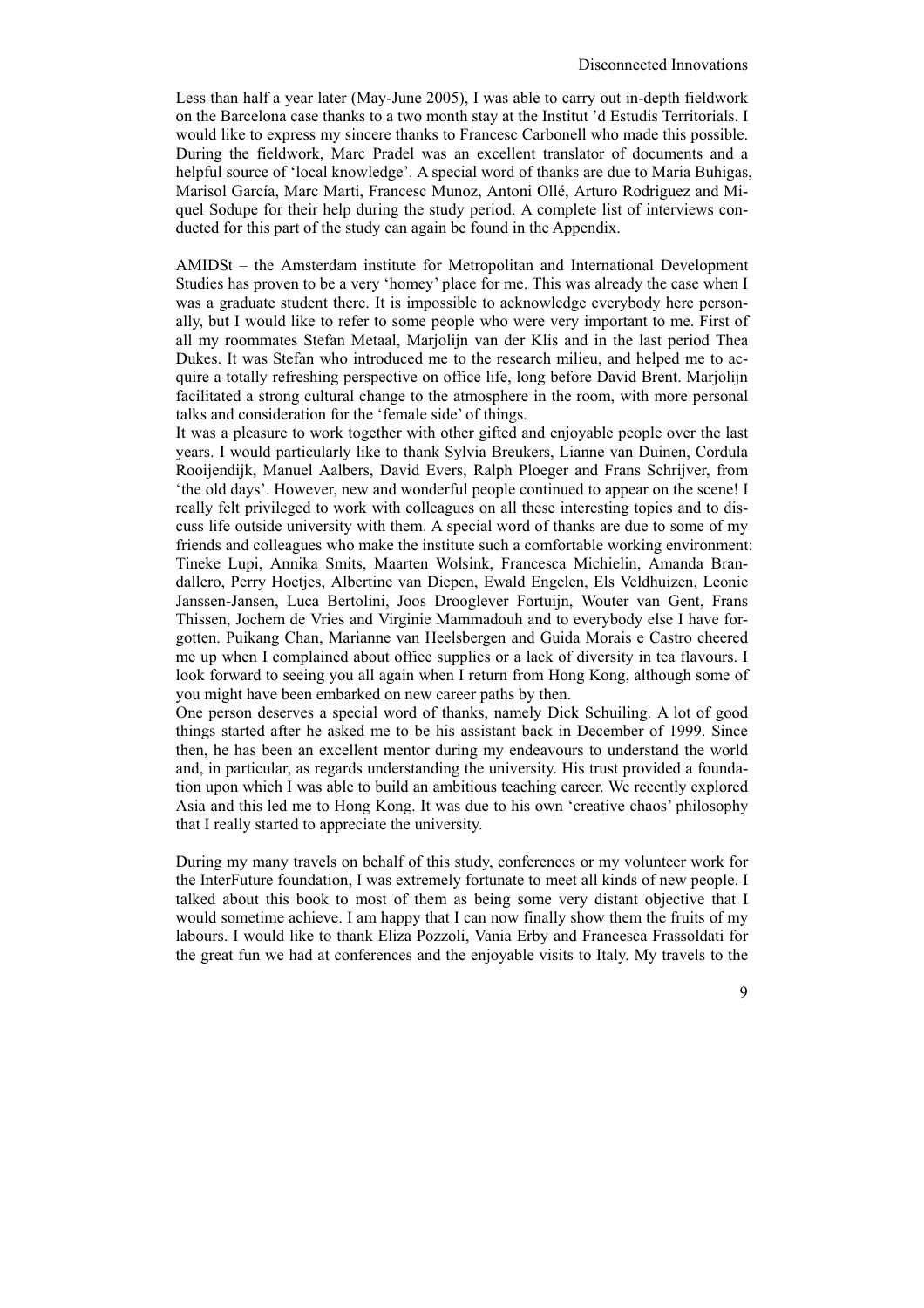Less than half a year later (May-June 2005), I was able to carry out in-depth fieldwork on the Barcelona case thanks to a two month stay at the Institut 'd Estudis Territorials. I would like to express my sincere thanks to Francesc Carbonell who made this possible. During the fieldwork, Marc Pradel was an excellent translator of documents and a helpful source of 'local knowledge'. A special word of thanks are due to Maria Buhigas, Marisol García, Marc Marti, Francesc Munoz, Antoni Ollé, Arturo Rodriguez and Miquel Sodupe for their help during the study period. A complete list of interviews conducted for this part of the study can again be found in the Appendix.

AMIDSt – the Amsterdam institute for Metropolitan and International Development Studies has proven to be a very 'homey' place for me. This was already the case when I was a graduate student there. It is impossible to acknowledge everybody here personally, but I would like to refer to some people who were very important to me. First of all my roommates Stefan Metaal, Marjolijn van der Klis and in the last period Thea Dukes. It was Stefan who introduced me to the research milieu, and helped me to acquire a totally refreshing perspective on office life, long before David Brent. Marjolijn facilitated a strong cultural change to the atmosphere in the room, with more personal talks and consideration for the 'female side' of things.

It was a pleasure to work together with other gifted and enjoyable people over the last years. I would particularly like to thank Sylvia Breukers, Lianne van Duinen, Cordula Rooijendijk, Manuel Aalbers, David Evers, Ralph Ploeger and Frans Schrijver, from 'the old days'. However, new and wonderful people continued to appear on the scene! I really felt privileged to work with colleagues on all these interesting topics and to discuss life outside university with them. A special word of thanks are due to some of my friends and colleagues who make the institute such a comfortable working environment: Tineke Lupi, Annika Smits, Maarten Wolsink, Francesca Michielin, Amanda Brandallero, Perry Hoetjes, Albertine van Diepen, Ewald Engelen, Els Veldhuizen, Leonie Janssen-Jansen, Luca Bertolini, Joos Drooglever Fortuijn, Wouter van Gent, Frans Thissen, Jochem de Vries and Virginie Mammadouh and to everybody else I have forgotten. Puikang Chan, Marianne van Heelsbergen and Guida Morais e Castro cheered me up when I complained about office supplies or a lack of diversity in tea flavours. I look forward to seeing you all again when I return from Hong Kong, although some of you might have been embarked on new career paths by then.

One person deserves a special word of thanks, namely Dick Schuiling. A lot of good things started after he asked me to be his assistant back in December of 1999. Since then, he has been an excellent mentor during my endeavours to understand the world and, in particular, as regards understanding the university. His trust provided a foundation upon which I was able to build an ambitious teaching career. We recently explored Asia and this led me to Hong Kong. It was due to his own 'creative chaos' philosophy that I really started to appreciate the university.

During my many travels on behalf of this study, conferences or my volunteer work for the InterFuture foundation, I was extremely fortunate to meet all kinds of new people. I talked about this book to most of them as being some very distant objective that I would sometime achieve. I am happy that I can now finally show them the fruits of my labours. I would like to thank Eliza Pozzoli, Vania Erby and Francesca Frassoldati for the great fun we had at conferences and the enjoyable visits to Italy. My travels to the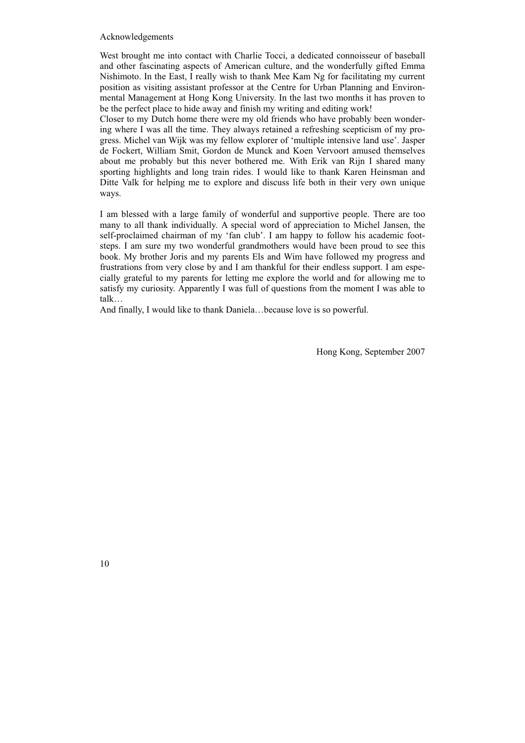West brought me into contact with Charlie Tocci, a dedicated connoisseur of baseball and other fascinating aspects of American culture, and the wonderfully gifted Emma Nishimoto. In the East, I really wish to thank Mee Kam Ng for facilitating my current position as visiting assistant professor at the Centre for Urban Planning and Environmental Management at Hong Kong University. In the last two months it has proven to be the perfect place to hide away and finish my writing and editing work!

Closer to my Dutch home there were my old friends who have probably been wondering where I was all the time. They always retained a refreshing scepticism of my progress. Michel van Wijk was my fellow explorer of 'multiple intensive land use'. Jasper de Fockert, William Smit, Gordon de Munck and Koen Vervoort amused themselves about me probably but this never bothered me. With Erik van Rijn I shared many sporting highlights and long train rides. I would like to thank Karen Heinsman and Ditte Valk for helping me to explore and discuss life both in their very own unique ways.

I am blessed with a large family of wonderful and supportive people. There are too many to all thank individually. A special word of appreciation to Michel Jansen, the self-proclaimed chairman of my 'fan club'. I am happy to follow his academic footsteps. I am sure my two wonderful grandmothers would have been proud to see this book. My brother Joris and my parents Els and Wim have followed my progress and frustrations from very close by and I am thankful for their endless support. I am especially grateful to my parents for letting me explore the world and for allowing me to satisfy my curiosity. Apparently I was full of questions from the moment I was able to talk…

And finally, I would like to thank Daniela…because love is so powerful.

Hong Kong, September 2007